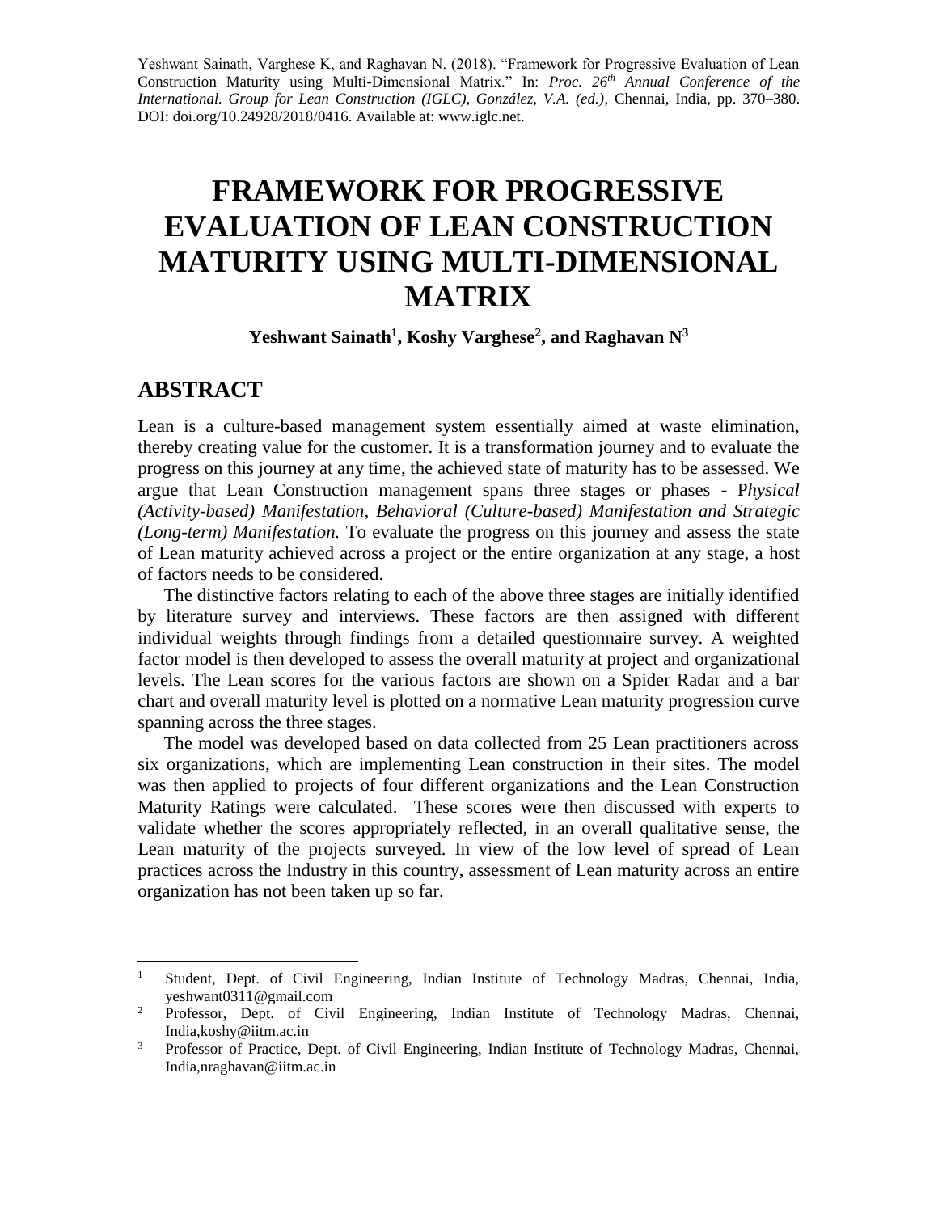Yeshwant Sainath, Varghese K, and Raghavan N. (2018). "Framework for Progressive Evaluation of Lean Construction Maturity using Multi-Dimensional Matrix." In: *Proc. 26th Annual Conference of the International. Group for Lean Construction (IGLC), González, V.A. (ed.)*, Chennai, India, pp. 370–380. DOI: doi.org/10.24928/2018/0416. Available at: www.iglc.net.

# FRAMEWORK FOR PROGRESSIVE EVALUATION OF LEAN CONSTRUCTION MATURITY USING MULTI-DIMENSIONAL MATRIX

**Yeshwant Sainath[1], Koshy Varghese[2], and Raghavan N[3]**

## ABSTRACT

Lean is a culture-based management system essentially aimed at waste elimination, thereby creating value for the customer. It is a transformation journey and to evaluate the progress on this journey at any time, the achieved state of maturity has to be assessed. We argue that Lean Construction management spans three stages or phases - P*hysical (Activity-based) Manifestation, Behavioral (Culture-based) Manifestation and Strategic (Long-term) Manifestation.* To evaluate the progress on this journey and assess the state of Lean maturity achieved across a project or the entire organization at any stage, a host of factors needs to be considered.

The distinctive factors relating to each of the above three stages are initially identified by literature survey and interviews. These factors are then assigned with different individual weights through findings from a detailed questionnaire survey. A weighted factor model is then developed to assess the overall maturity at project and organizational levels. The Lean scores for the various factors are shown on a Spider Radar and a bar chart and overall maturity level is plotted on a normative Lean maturity progression curve spanning across the three stages.

The model was developed based on data collected from 25 Lean practitioners across six organizations, which are implementing Lean construction in their sites. The model was then applied to projects of four different organizations and the Lean Construction Maturity Ratings were calculated. These scores were then discussed with experts to validate whether the scores appropriately reflected, in an overall qualitative sense, the Lean maturity of the projects surveyed. In view of the low level of spread of Lean practices across the Industry in this country, assessment of Lean maturity across an entire organization has not been taken up so far.

---

[1] Student, Dept. of Civil Engineering, Indian Institute of Technology Madras, Chennai, India, yeshwant0311@gmail.com

[2] Professor, Dept. of Civil Engineering, Indian Institute of Technology Madras, Chennai, India,koshy@iitm.ac.in

[3] Professor of Practice, Dept. of Civil Engineering, Indian Institute of Technology Madras, Chennai, India,nraghavan@iitm.ac.in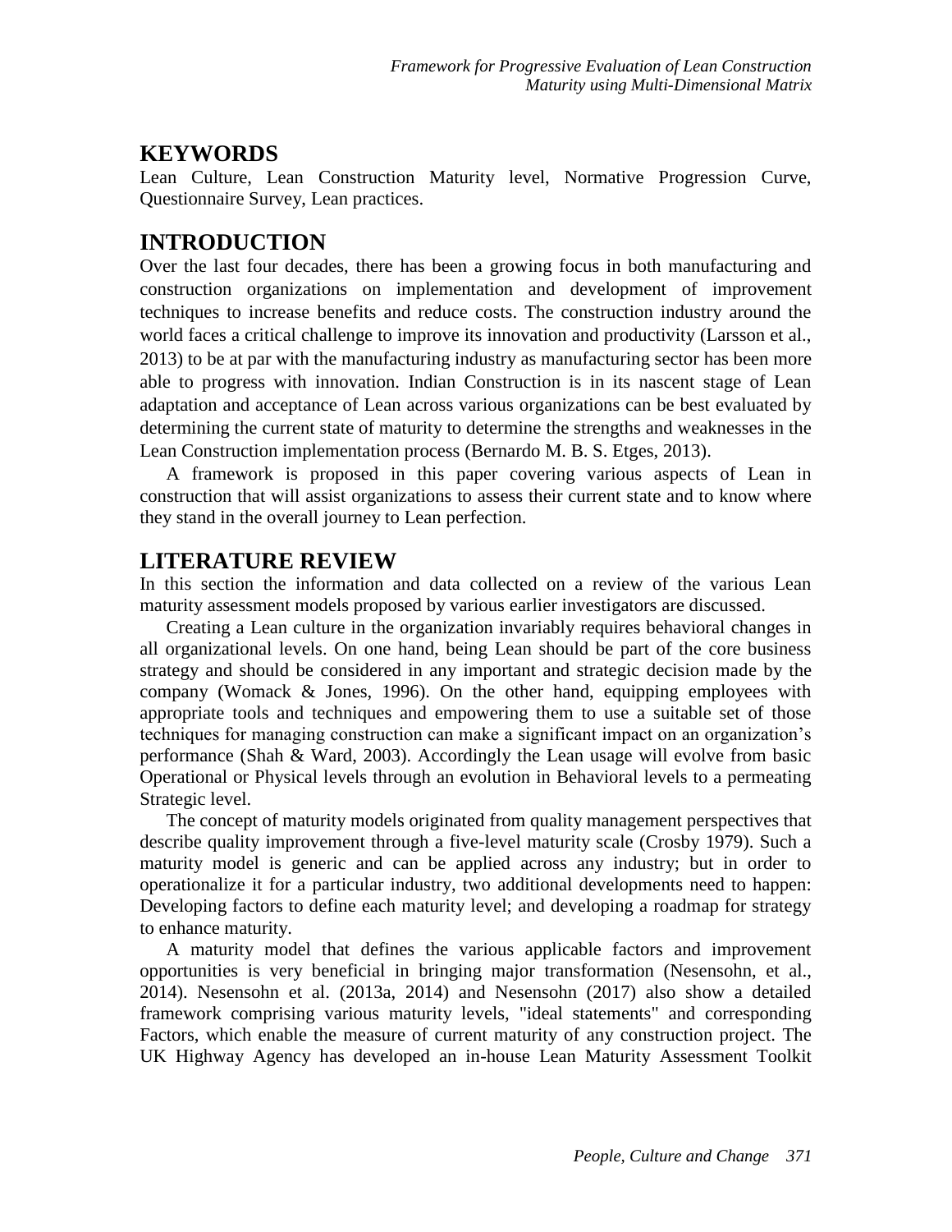## KEYWORDS

Lean Culture, Lean Construction Maturity level, Normative Progression Curve, Questionnaire Survey, Lean practices.

## INTRODUCTION

Over the last four decades, there has been a growing focus in both manufacturing and construction organizations on implementation and development of improvement techniques to increase benefits and reduce costs. The construction industry around the world faces a critical challenge to improve its innovation and productivity (Larsson et al., 2013) to be at par with the manufacturing industry as manufacturing sector has been more able to progress with innovation. Indian Construction is in its nascent stage of Lean adaptation and acceptance of Lean across various organizations can be best evaluated by determining the current state of maturity to determine the strengths and weaknesses in the Lean Construction implementation process (Bernardo M. B. S. Etges, 2013).

A framework is proposed in this paper covering various aspects of Lean in construction that will assist organizations to assess their current state and to know where they stand in the overall journey to Lean perfection.

## LITERATURE REVIEW

In this section the information and data collected on a review of the various Lean maturity assessment models proposed by various earlier investigators are discussed.

Creating a Lean culture in the organization invariably requires behavioral changes in all organizational levels. On one hand, being Lean should be part of the core business strategy and should be considered in any important and strategic decision made by the company (Womack & Jones, 1996). On the other hand, equipping employees with appropriate tools and techniques and empowering them to use a suitable set of those techniques for managing construction can make a significant impact on an organization's performance (Shah & Ward, 2003). Accordingly the Lean usage will evolve from basic Operational or Physical levels through an evolution in Behavioral levels to a permeating Strategic level.

The concept of maturity models originated from quality management perspectives that describe quality improvement through a five-level maturity scale (Crosby 1979). Such a maturity model is generic and can be applied across any industry; but in order to operationalize it for a particular industry, two additional developments need to happen: Developing factors to define each maturity level; and developing a roadmap for strategy to enhance maturity.

A maturity model that defines the various applicable factors and improvement opportunities is very beneficial in bringing major transformation (Nesensohn, et al., 2014). Nesensohn et al. (2013a, 2014) and Nesensohn (2017) also show a detailed framework comprising various maturity levels, "ideal statements" and corresponding Factors, which enable the measure of current maturity of any construction project. The UK Highway Agency has developed an in-house Lean Maturity Assessment Toolkit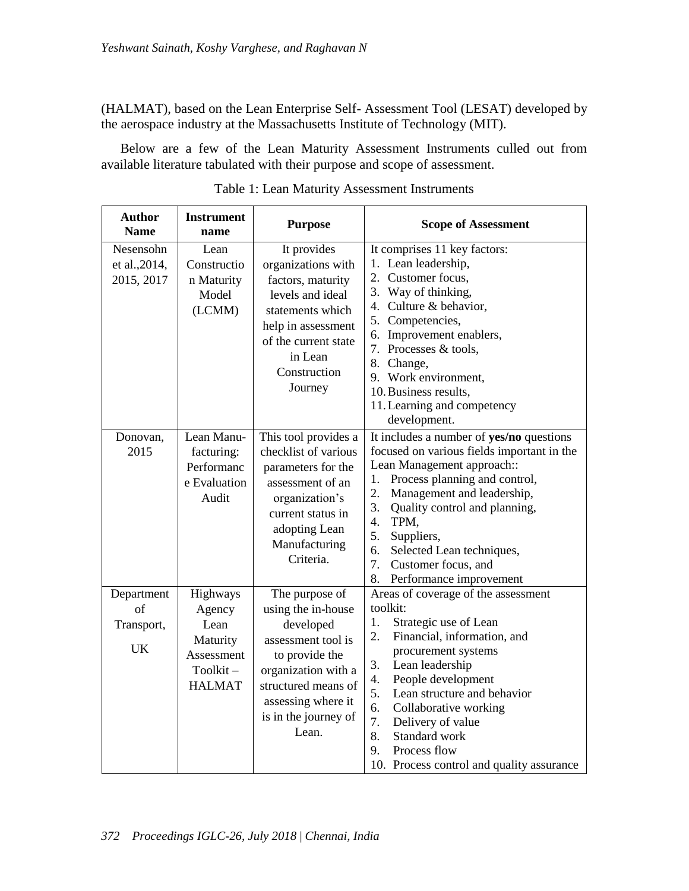(HALMAT), based on the Lean Enterprise Self- Assessment Tool (LESAT) developed by the aerospace industry at the Massachusetts Institute of Technology (MIT).

Below are a few of the Lean Maturity Assessment Instruments culled out from available literature tabulated with their purpose and scope of assessment.

Table 1: Lean Maturity Assessment Instruments

| Author Name | Instrument name | Purpose | Scope of Assessment |
|---|---|---|---|
| Nesensohn et al.,2014, 2015, 2017 | Lean Construction Maturity Model (LCMM) | It provides organizations with factors, maturity levels and ideal statements which help in assessment of the current state in Lean Construction Journey | It comprises 11 key factors:<br>1. Lean leadership,<br>2. Customer focus,<br>3. Way of thinking,<br>4. Culture & behavior,<br>5. Competencies,<br>6. Improvement enablers,<br>7. Processes & tools,<br>8. Change,<br>9. Work environment,<br>10. Business results,<br>11. Learning and competency development. |
| Donovan, 2015 | Lean Manufacturing: Performance Evaluation Audit | This tool provides a checklist of various parameters for the assessment of an organization's current status in adopting Lean Manufacturing Criteria. | It includes a number of **yes/no** questions focused on various fields important in the Lean Management approach::<br>1. Process planning and control,<br>2. Management and leadership,<br>3. Quality control and planning,<br>4. TPM,<br>5. Suppliers,<br>6. Selected Lean techniques,<br>7. Customer focus, and<br>8. Performance improvement |
| Department of Transport, UK | Highways Agency Lean Maturity Assessment Toolkit – HALMAT | The purpose of using the in-house developed assessment tool is to provide the organization with a structured means of assessing where it is in the journey of Lean. | Areas of coverage of the assessment toolkit:<br>1. Strategic use of Lean<br>2. Financial, information, and procurement systems<br>3. Lean leadership<br>4. People development<br>5. Lean structure and behavior<br>6. Collaborative working<br>7. Delivery of value<br>8. Standard work<br>9. Process flow<br>10. Process control and quality assurance |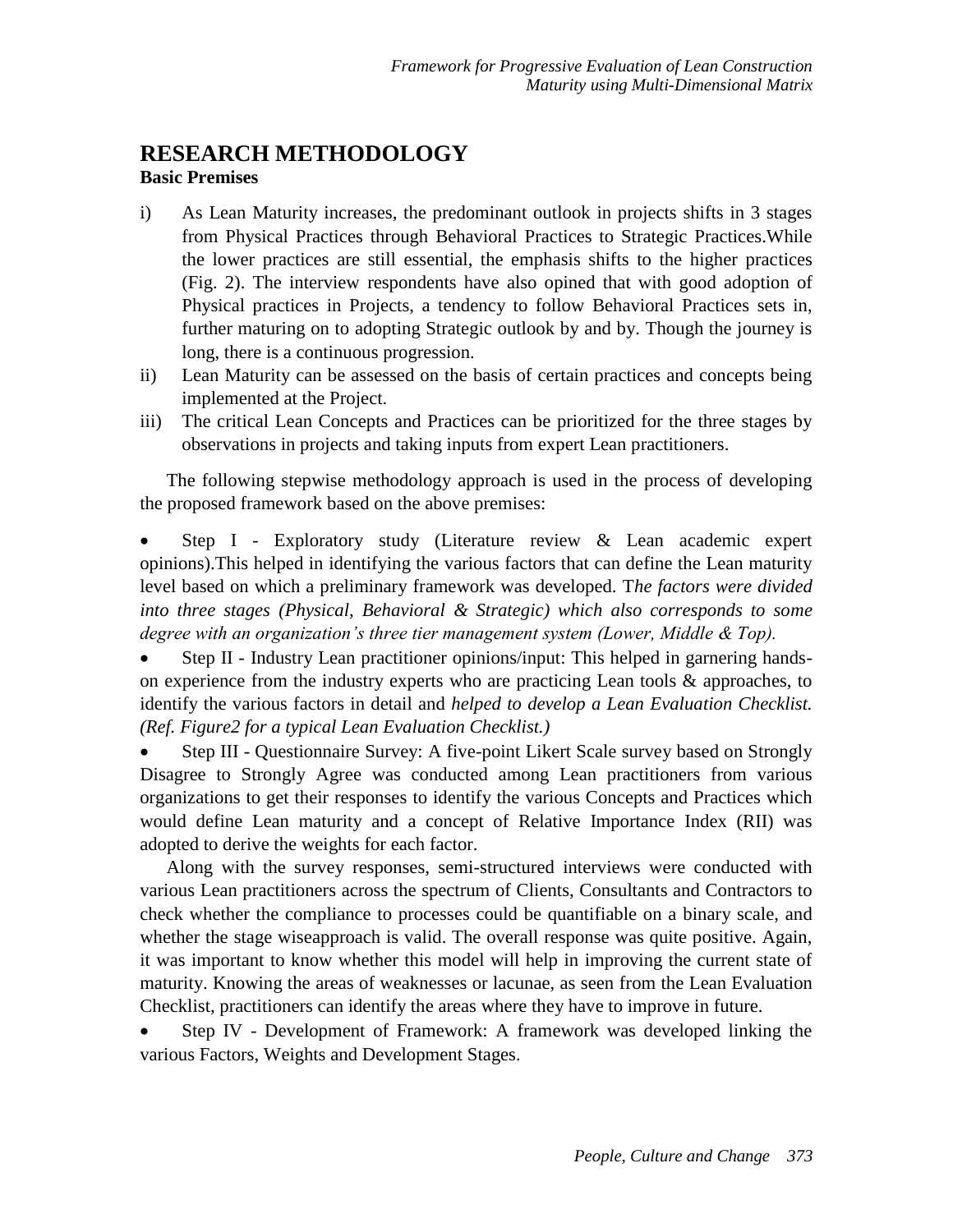## RESEARCH METHODOLOGY

### Basic Premises

i) As Lean Maturity increases, the predominant outlook in projects shifts in 3 stages from Physical Practices through Behavioral Practices to Strategic Practices.While the lower practices are still essential, the emphasis shifts to the higher practices (Fig. 2). The interview respondents have also opined that with good adoption of Physical practices in Projects, a tendency to follow Behavioral Practices sets in, further maturing on to adopting Strategic outlook by and by. Though the journey is long, there is a continuous progression.

ii) Lean Maturity can be assessed on the basis of certain practices and concepts being implemented at the Project.

iii) The critical Lean Concepts and Practices can be prioritized for the three stages by observations in projects and taking inputs from expert Lean practitioners.

The following stepwise methodology approach is used in the process of developing the proposed framework based on the above premises:

- Step I - Exploratory study (Literature review & Lean academic expert opinions).This helped in identifying the various factors that can define the Lean maturity level based on which a preliminary framework was developed. T*he factors were divided into three stages (Physical, Behavioral & Strategic) which also corresponds to some degree with an organization's three tier management system (Lower, Middle & Top).*
- Step II - Industry Lean practitioner opinions/input: This helped in garnering hands-on experience from the industry experts who are practicing Lean tools & approaches, to identify the various factors in detail and *helped to develop a Lean Evaluation Checklist. (Ref. Figure2 for a typical Lean Evaluation Checklist.)*
- Step III - Questionnaire Survey: A five-point Likert Scale survey based on Strongly Disagree to Strongly Agree was conducted among Lean practitioners from various organizations to get their responses to identify the various Concepts and Practices which would define Lean maturity and a concept of Relative Importance Index (RII) was adopted to derive the weights for each factor.

  Along with the survey responses, semi-structured interviews were conducted with various Lean practitioners across the spectrum of Clients, Consultants and Contractors to check whether the compliance to processes could be quantifiable on a binary scale, and whether the stage wiseapproach is valid. The overall response was quite positive. Again, it was important to know whether this model will help in improving the current state of maturity. Knowing the areas of weaknesses or lacunae, as seen from the Lean Evaluation Checklist, practitioners can identify the areas where they have to improve in future.
- Step IV - Development of Framework: A framework was developed linking the various Factors, Weights and Development Stages.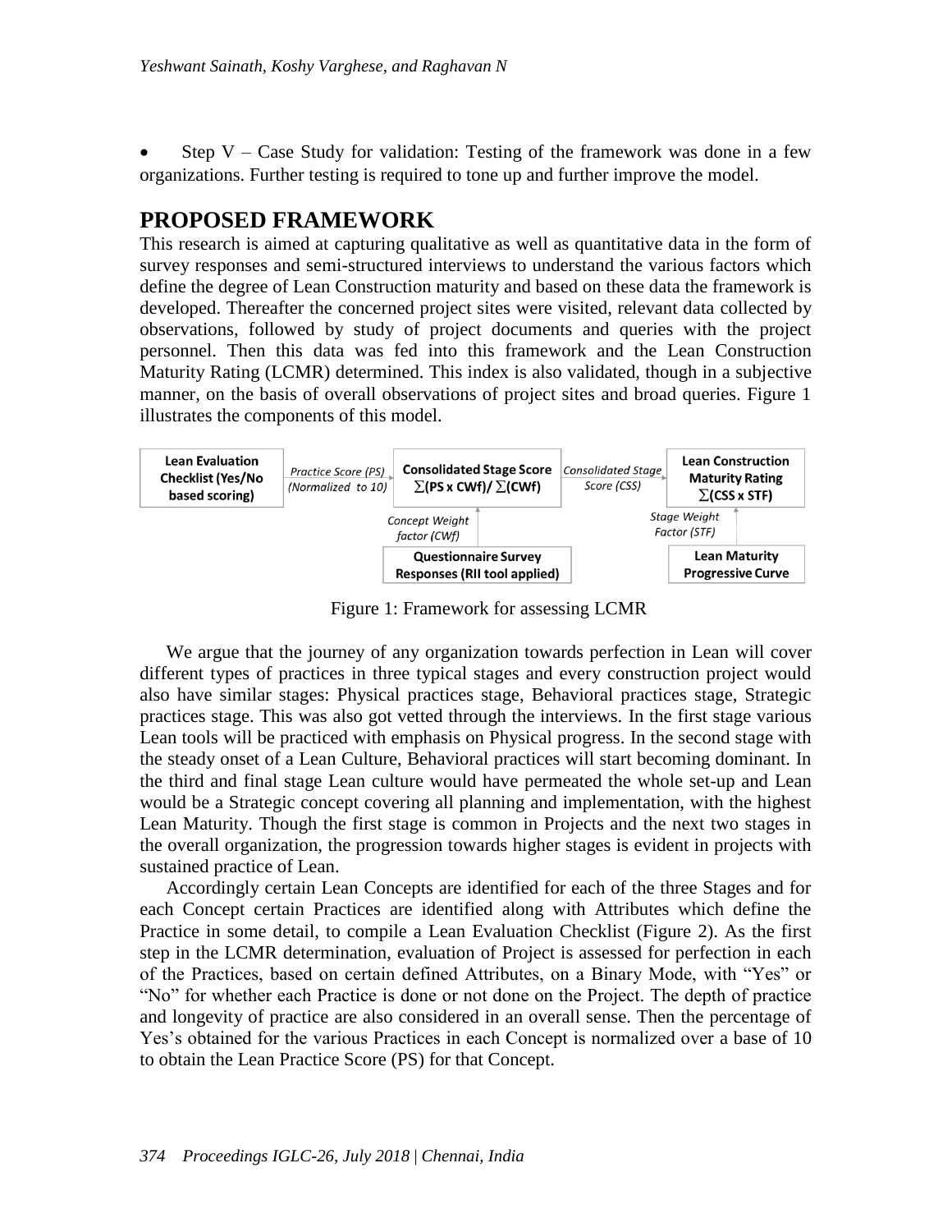- Step V – Case Study for validation: Testing of the framework was done in a few organizations. Further testing is required to tone up and further improve the model.

## PROPOSED FRAMEWORK

This research is aimed at capturing qualitative as well as quantitative data in the form of survey responses and semi-structured interviews to understand the various factors which define the degree of Lean Construction maturity and based on these data the framework is developed. Thereafter the concerned project sites were visited, relevant data collected by observations, followed by study of project documents and queries with the project personnel. Then this data was fed into this framework and the Lean Construction Maturity Rating (LCMR) determined. This index is also validated, though in a subjective manner, on the basis of overall observations of project sites and broad queries. Figure 1 illustrates the components of this model.

Figure 1: Framework for assessing LCMR

We argue that the journey of any organization towards perfection in Lean will cover different types of practices in three typical stages and every construction project would also have similar stages: Physical practices stage, Behavioral practices stage, Strategic practices stage. This was also got vetted through the interviews. In the first stage various Lean tools will be practiced with emphasis on Physical progress. In the second stage with the steady onset of a Lean Culture, Behavioral practices will start becoming dominant. In the third and final stage Lean culture would have permeated the whole set-up and Lean would be a Strategic concept covering all planning and implementation, with the highest Lean Maturity. Though the first stage is common in Projects and the next two stages in the overall organization, the progression towards higher stages is evident in projects with sustained practice of Lean.

Accordingly certain Lean Concepts are identified for each of the three Stages and for each Concept certain Practices are identified along with Attributes which define the Practice in some detail, to compile a Lean Evaluation Checklist (Figure 2). As the first step in the LCMR determination, evaluation of Project is assessed for perfection in each of the Practices, based on certain defined Attributes, on a Binary Mode, with "Yes" or "No" for whether each Practice is done or not done on the Project. The depth of practice and longevity of practice are also considered in an overall sense. Then the percentage of Yes's obtained for the various Practices in each Concept is normalized over a base of 10 to obtain the Lean Practice Score (PS) for that Concept.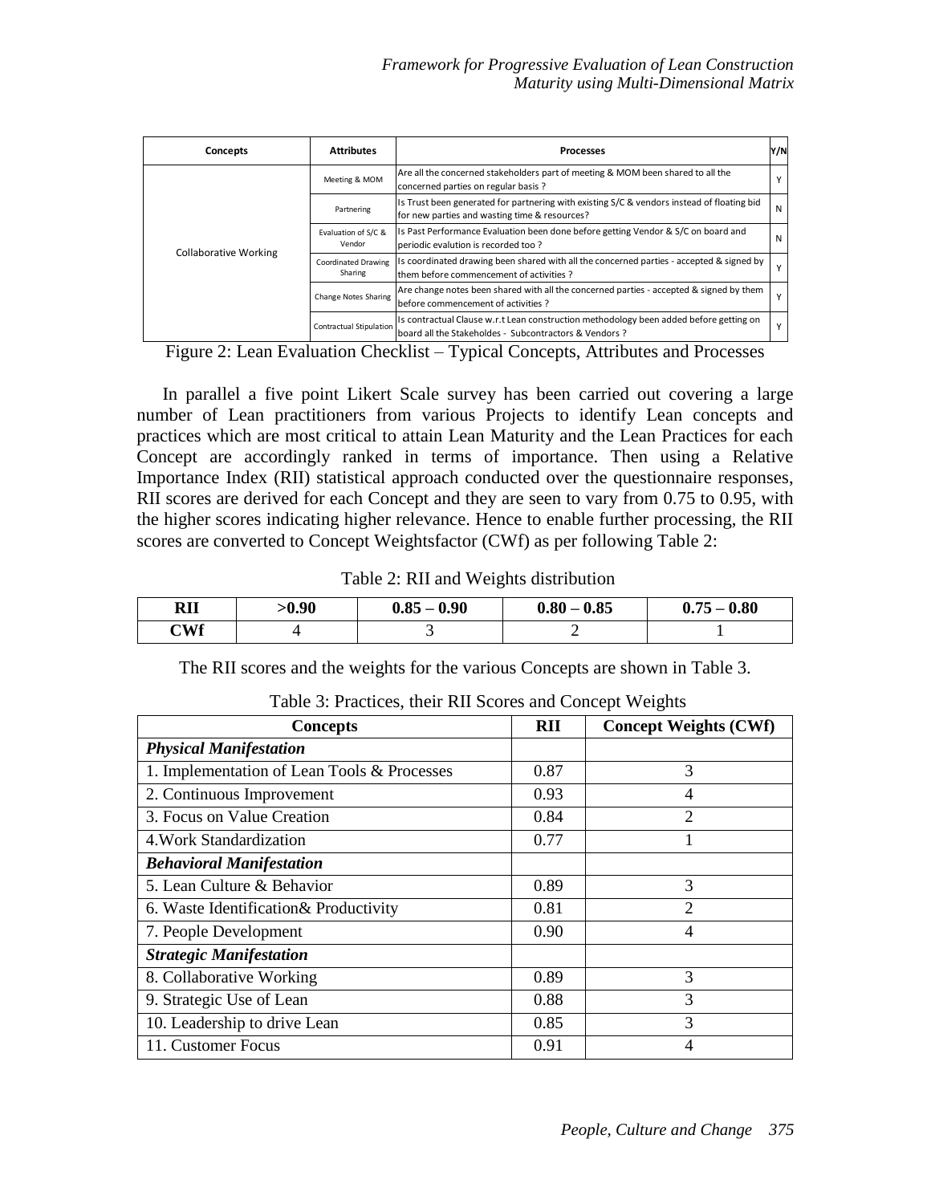| Concepts | Attributes | Processes | Y/N |
|---|---|---|---|
| Collaborative Working | Meeting & MOM | Are all the concerned stakeholders part of meeting & MOM been shared to all the concerned parties on regular basis ? | Y |
| | Partnering | Is Trust been generated for partnering with existing S/C & vendors instead of floating bid for new parties and wasting time & resources? | N |
| | Evaluation of S/C & Vendor | Is Past Performance Evaluation been done before getting Vendor & S/C on board and periodic evalution is recorded too ? | N |
| | Coordinated Drawing Sharing | Is coordinated drawing been shared with all the concerned parties - accepted & signed by them before commencement of activities ? | Y |
| | Change Notes Sharing | Are change notes been shared with all the concerned parties - accepted & signed by them before commencement of activities ? | Y |
| | Contractual Stipulation | Is contractual Clause w.r.t Lean construction methodology been added before getting on board all the Stakeholdes - Subcontractors & Vendors ? | Y |

Figure 2: Lean Evaluation Checklist – Typical Concepts, Attributes and Processes

In parallel a five point Likert Scale survey has been carried out covering a large number of Lean practitioners from various Projects to identify Lean concepts and practices which are most critical to attain Lean Maturity and the Lean Practices for each Concept are accordingly ranked in terms of importance. Then using a Relative Importance Index (RII) statistical approach conducted over the questionnaire responses, RII scores are derived for each Concept and they are seen to vary from 0.75 to 0.95, with the higher scores indicating higher relevance. Hence to enable further processing, the RII scores are converted to Concept Weightsfactor (CWf) as per following Table 2:

Table 2: RII and Weights distribution

| RII | >0.90 | 0.85 – 0.90 | 0.80 – 0.85 | 0.75 – 0.80 |
|---|---|---|---|---|
| CWf | 4 | 3 | 2 | 1 |

The RII scores and the weights for the various Concepts are shown in Table 3.

Table 3: Practices, their RII Scores and Concept Weights

| Concepts | RII | Concept Weights (CWf) |
|---|---|---|
| ***Physical Manifestation*** | | |
| 1. Implementation of Lean Tools & Processes | 0.87 | 3 |
| 2. Continuous Improvement | 0.93 | 4 |
| 3. Focus on Value Creation | 0.84 | 2 |
| 4.Work Standardization | 0.77 | 1 |
| ***Behavioral Manifestation*** | | |
| 5. Lean Culture & Behavior | 0.89 | 3 |
| 6. Waste Identification& Productivity | 0.81 | 2 |
| 7. People Development | 0.90 | 4 |
| ***Strategic Manifestation*** | | |
| 8. Collaborative Working | 0.89 | 3 |
| 9. Strategic Use of Lean | 0.88 | 3 |
| 10. Leadership to drive Lean | 0.85 | 3 |
| 11. Customer Focus | 0.91 | 4 |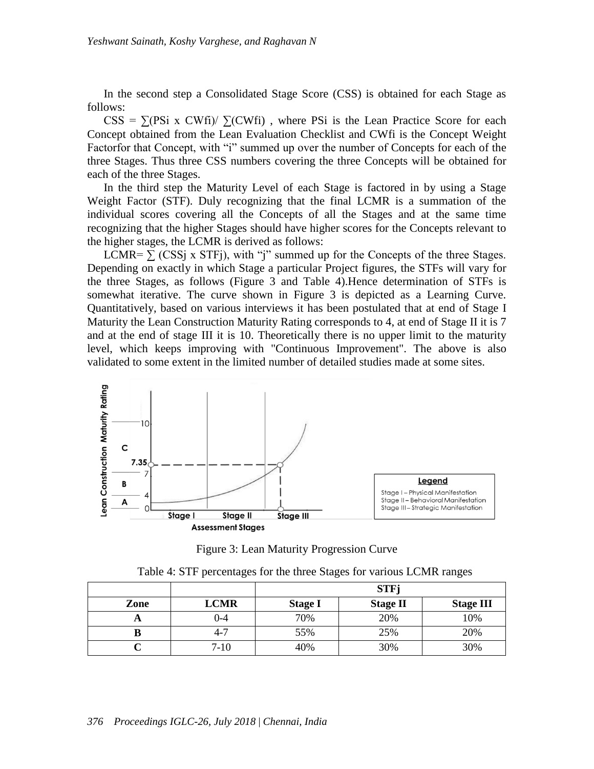In the second step a Consolidated Stage Score (CSS) is obtained for each Stage as follows:

CSS = ∑(PSi x CWfi)/ ∑(CWfi) , where PSi is the Lean Practice Score for each Concept obtained from the Lean Evaluation Checklist and CWfi is the Concept Weight Factorfor that Concept, with "i" summed up over the number of Concepts for each of the three Stages. Thus three CSS numbers covering the three Concepts will be obtained for each of the three Stages.

In the third step the Maturity Level of each Stage is factored in by using a Stage Weight Factor (STF). Duly recognizing that the final LCMR is a summation of the individual scores covering all the Concepts of all the Stages and at the same time recognizing that the higher Stages should have higher scores for the Concepts relevant to the higher stages, the LCMR is derived as follows:

LCMR= ∑ (CSSj x STFj), with "j" summed up for the Concepts of the three Stages. Depending on exactly in which Stage a particular Project figures, the STFs will vary for the three Stages, as follows (Figure 3 and Table 4).Hence determination of STFs is somewhat iterative. The curve shown in Figure 3 is depicted as a Learning Curve. Quantitatively, based on various interviews it has been postulated that at end of Stage I Maturity the Lean Construction Maturity Rating corresponds to 4, at end of Stage II it is 7 and at the end of stage III it is 10. Theoretically there is no upper limit to the maturity level, which keeps improving with "Continuous Improvement". The above is also validated to some extent in the limited number of detailed studies made at some sites.

Figure 3: Lean Maturity Progression Curve

Table 4: STF percentages for the three Stages for various LCMR ranges

| | | STFj | | |
|---|---|---|---|---|
| **Zone** | **LCMR** | **Stage I** | **Stage II** | **Stage III** |
| **A** | 0-4 | 70% | 20% | 10% |
| **B** | 4-7 | 55% | 25% | 20% |
| **C** | 7-10 | 40% | 30% | 30% |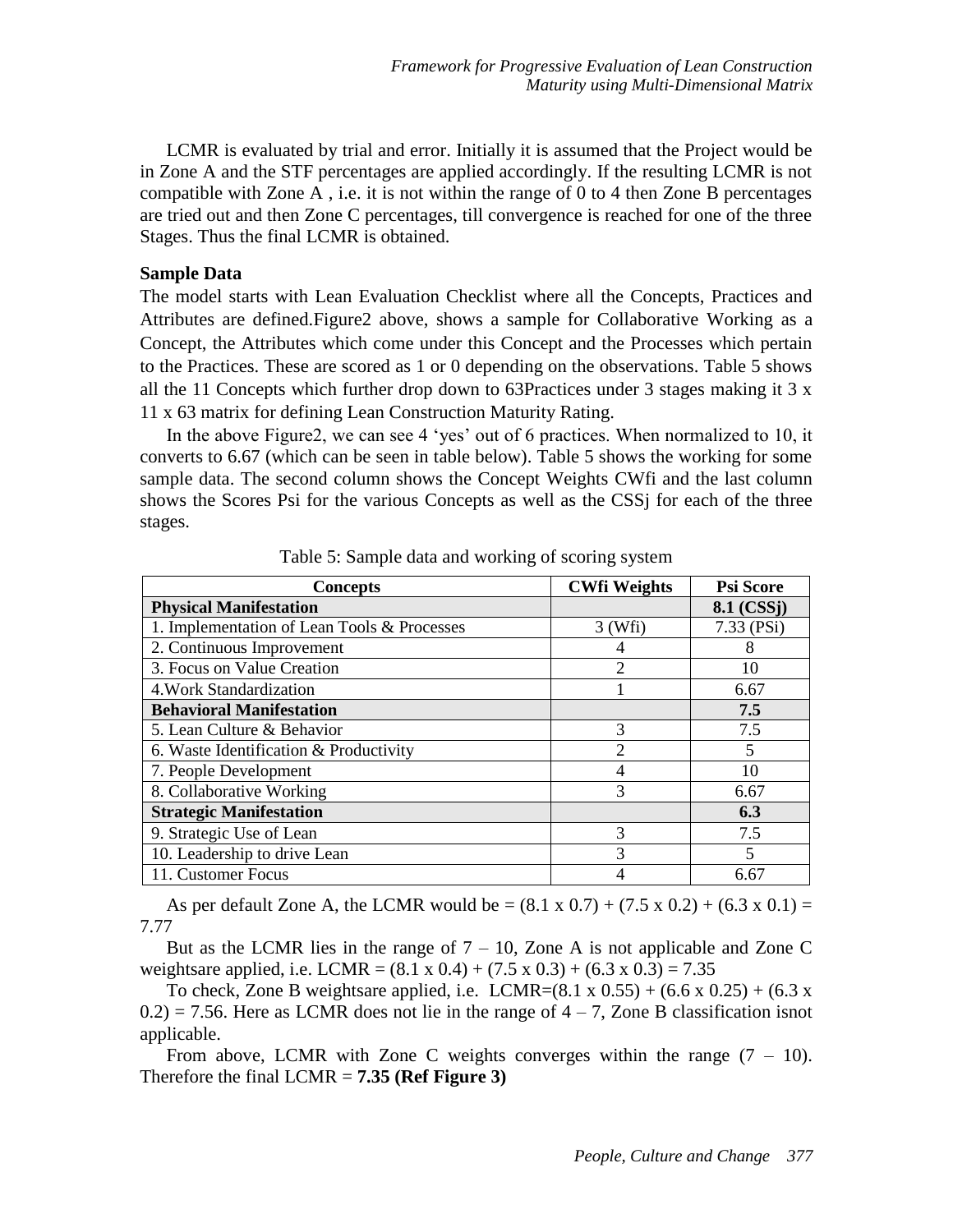LCMR is evaluated by trial and error. Initially it is assumed that the Project would be in Zone A and the STF percentages are applied accordingly. If the resulting LCMR is not compatible with Zone A , i.e. it is not within the range of 0 to 4 then Zone B percentages are tried out and then Zone C percentages, till convergence is reached for one of the three Stages. Thus the final LCMR is obtained.

**Sample Data**

The model starts with Lean Evaluation Checklist where all the Concepts, Practices and Attributes are defined.Figure2 above, shows a sample for Collaborative Working as a Concept, the Attributes which come under this Concept and the Processes which pertain to the Practices. These are scored as 1 or 0 depending on the observations. Table 5 shows all the 11 Concepts which further drop down to 63Practices under 3 stages making it 3 x 11 x 63 matrix for defining Lean Construction Maturity Rating.

In the above Figure2, we can see 4 'yes' out of 6 practices. When normalized to 10, it converts to 6.67 (which can be seen in table below). Table 5 shows the working for some sample data. The second column shows the Concept Weights CWfi and the last column shows the Scores Psi for the various Concepts as well as the CSSj for each of the three stages.

Table 5: Sample data and working of scoring system

| Concepts | CWfi Weights | Psi Score |
|---|---|---|
| **Physical Manifestation** | | **8.1 (CSSj)** |
| 1. Implementation of Lean Tools & Processes | 3 (Wfi) | 7.33 (PSi) |
| 2. Continuous Improvement | 4 | 8 |
| 3. Focus on Value Creation | 2 | 10 |
| 4.Work Standardization | 1 | 6.67 |
| **Behavioral Manifestation** | | **7.5** |
| 5. Lean Culture & Behavior | 3 | 7.5 |
| 6. Waste Identification & Productivity | 2 | 5 |
| 7. People Development | 4 | 10 |
| 8. Collaborative Working | 3 | 6.67 |
| **Strategic Manifestation** | | **6.3** |
| 9. Strategic Use of Lean | 3 | 7.5 |
| 10. Leadership to drive Lean | 3 | 5 |
| 11. Customer Focus | 4 | 6.67 |

As per default Zone A, the LCMR would be = (8.1 x 0.7) + (7.5 x 0.2) + (6.3 x 0.1) = 7.77

But as the LCMR lies in the range of 7 – 10, Zone A is not applicable and Zone C weightsare applied, i.e. LCMR = (8.1 x 0.4) + (7.5 x 0.3) + (6.3 x 0.3) = 7.35

To check, Zone B weightsare applied, i.e. LCMR=(8.1 x 0.55) + (6.6 x 0.25) + (6.3 x 0.2) = 7.56. Here as LCMR does not lie in the range of 4 – 7, Zone B classification isnot applicable.

From above, LCMR with Zone C weights converges within the range (7 – 10). Therefore the final LCMR = **7.35 (Ref Figure 3)**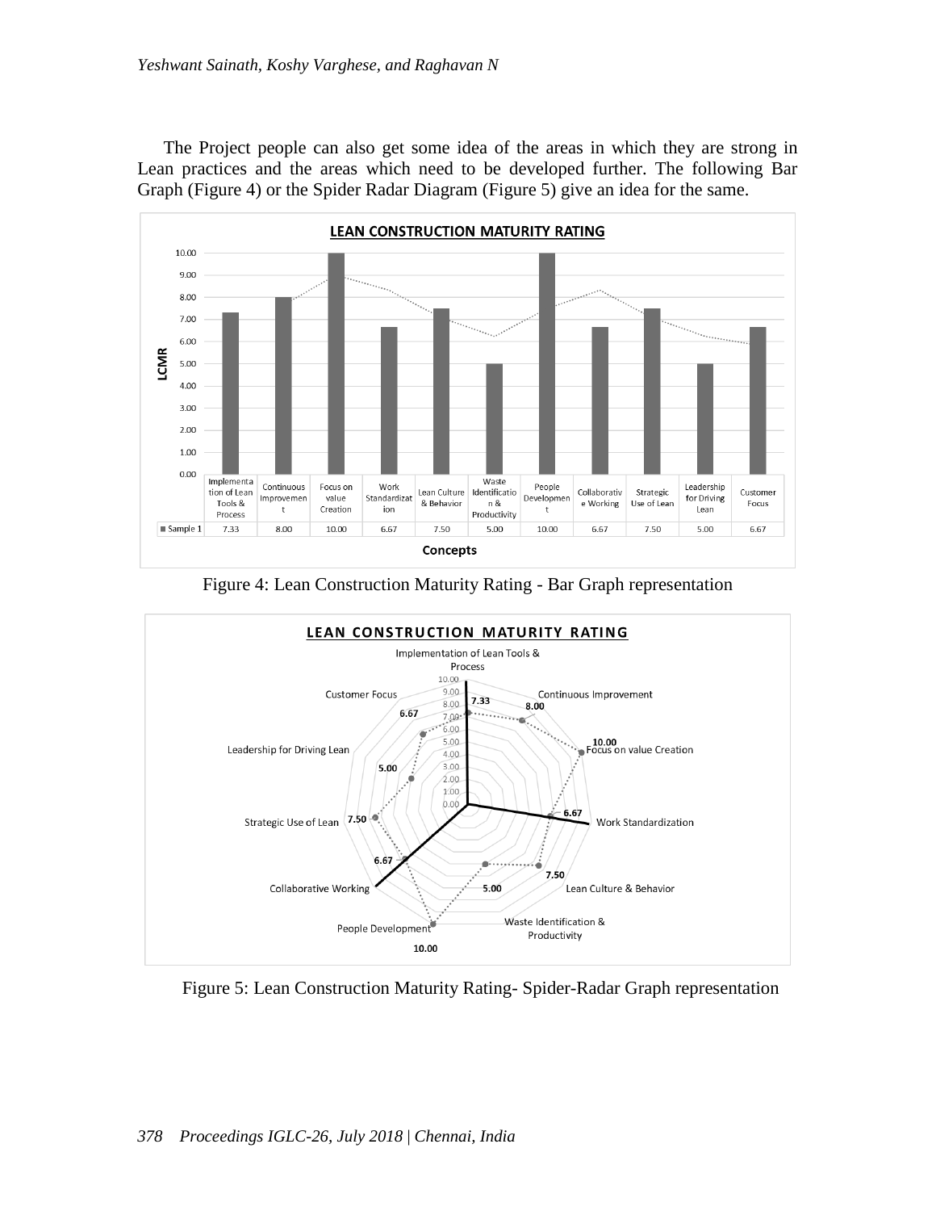The Project people can also get some idea of the areas in which they are strong in Lean practices and the areas which need to be developed further. The following Bar Graph (Figure 4) or the Spider Radar Diagram (Figure 5) give an idea for the same.

Figure 4: Lean Construction Maturity Rating - Bar Graph representation

Figure 5: Lean Construction Maturity Rating- Spider-Radar Graph representation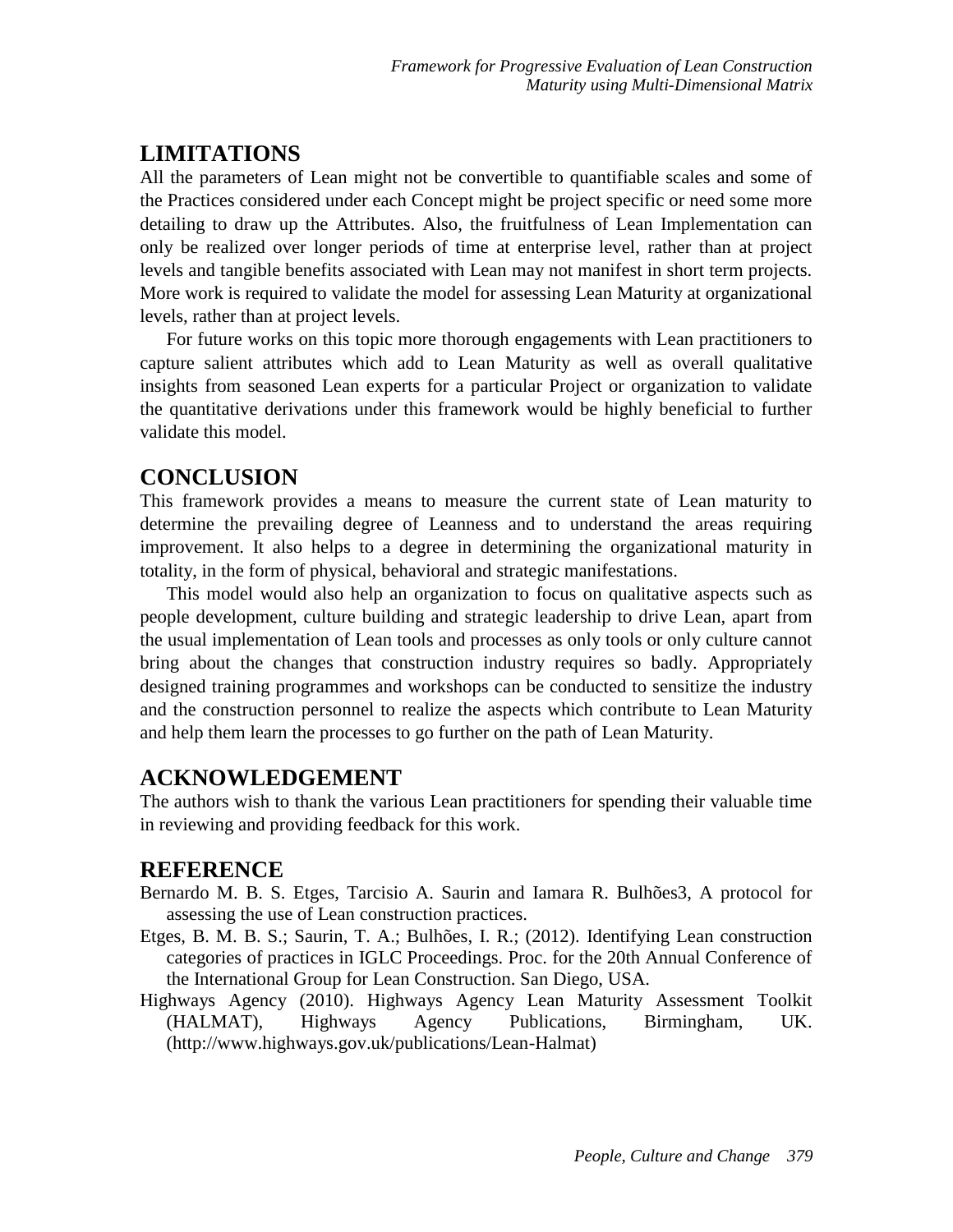## LIMITATIONS

All the parameters of Lean might not be convertible to quantifiable scales and some of the Practices considered under each Concept might be project specific or need some more detailing to draw up the Attributes. Also, the fruitfulness of Lean Implementation can only be realized over longer periods of time at enterprise level, rather than at project levels and tangible benefits associated with Lean may not manifest in short term projects. More work is required to validate the model for assessing Lean Maturity at organizational levels, rather than at project levels.

For future works on this topic more thorough engagements with Lean practitioners to capture salient attributes which add to Lean Maturity as well as overall qualitative insights from seasoned Lean experts for a particular Project or organization to validate the quantitative derivations under this framework would be highly beneficial to further validate this model.

## CONCLUSION

This framework provides a means to measure the current state of Lean maturity to determine the prevailing degree of Leanness and to understand the areas requiring improvement. It also helps to a degree in determining the organizational maturity in totality, in the form of physical, behavioral and strategic manifestations.

This model would also help an organization to focus on qualitative aspects such as people development, culture building and strategic leadership to drive Lean, apart from the usual implementation of Lean tools and processes as only tools or only culture cannot bring about the changes that construction industry requires so badly. Appropriately designed training programmes and workshops can be conducted to sensitize the industry and the construction personnel to realize the aspects which contribute to Lean Maturity and help them learn the processes to go further on the path of Lean Maturity.

## ACKNOWLEDGEMENT

The authors wish to thank the various Lean practitioners for spending their valuable time in reviewing and providing feedback for this work.

## REFERENCE

Bernardo M. B. S. Etges, Tarcisio A. Saurin and Iamara R. Bulhões3, A protocol for assessing the use of Lean construction practices.

Etges, B. M. B. S.; Saurin, T. A.; Bulhões, I. R.; (2012). Identifying Lean construction categories of practices in IGLC Proceedings. Proc. for the 20th Annual Conference of the International Group for Lean Construction. San Diego, USA.

Highways Agency (2010). Highways Agency Lean Maturity Assessment Toolkit (HALMAT), Highways Agency Publications, Birmingham, UK. (http://www.highways.gov.uk/publications/Lean-Halmat)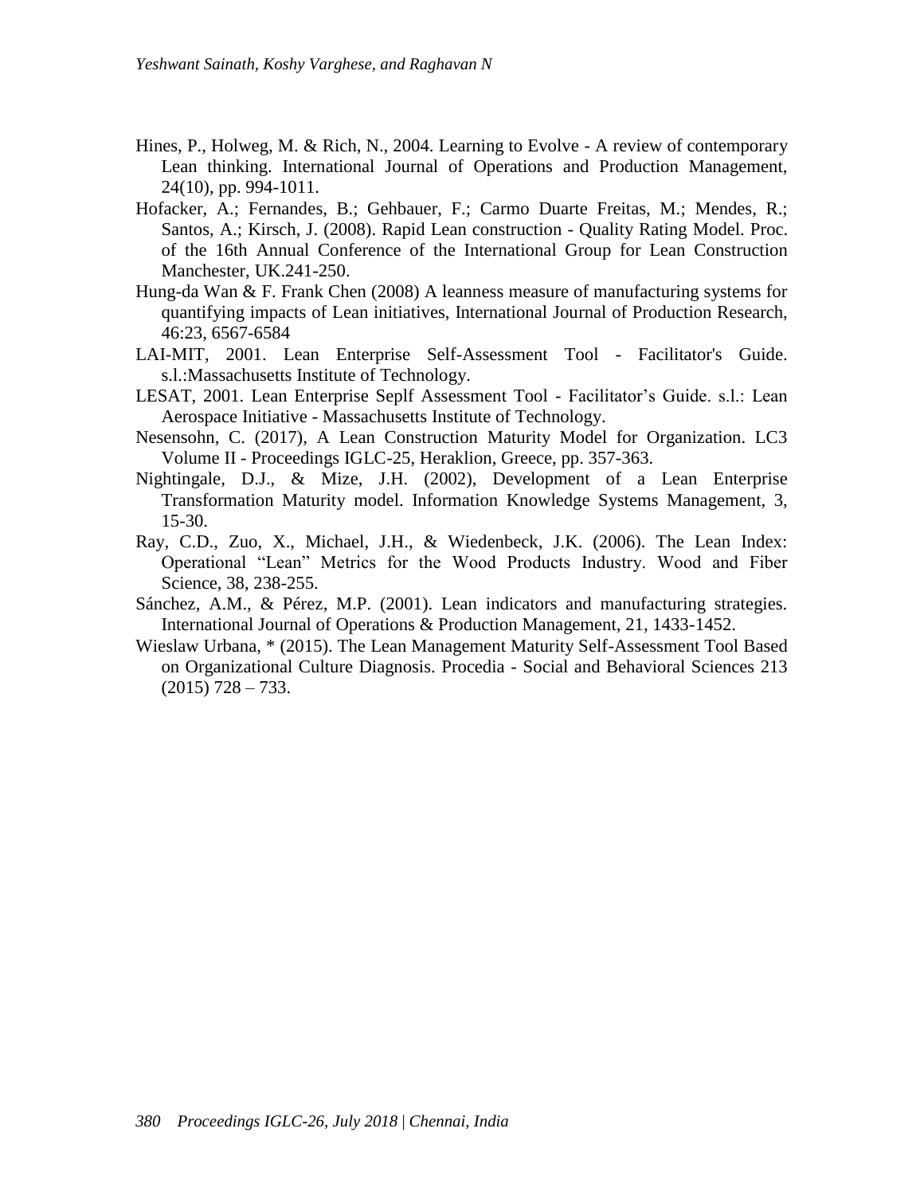Hines, P., Holweg, M. & Rich, N., 2004. Learning to Evolve - A review of contemporary Lean thinking. International Journal of Operations and Production Management, 24(10), pp. 994-1011.

Hofacker, A.; Fernandes, B.; Gehbauer, F.; Carmo Duarte Freitas, M.; Mendes, R.; Santos, A.; Kirsch, J. (2008). Rapid Lean construction - Quality Rating Model. Proc. of the 16th Annual Conference of the International Group for Lean Construction Manchester, UK.241-250.

Hung-da Wan & F. Frank Chen (2008) A leanness measure of manufacturing systems for quantifying impacts of Lean initiatives, International Journal of Production Research, 46:23, 6567-6584

LAI-MIT, 2001. Lean Enterprise Self-Assessment Tool - Facilitator's Guide. s.l.:Massachusetts Institute of Technology.

LESAT, 2001. Lean Enterprise Seplf Assessment Tool - Facilitator's Guide. s.l.: Lean Aerospace Initiative - Massachusetts Institute of Technology.

Nesensohn, C. (2017), A Lean Construction Maturity Model for Organization. LC3 Volume II - Proceedings IGLC-25, Heraklion, Greece, pp. 357-363.

Nightingale, D.J., & Mize, J.H. (2002), Development of a Lean Enterprise Transformation Maturity model. Information Knowledge Systems Management, 3, 15-30.

Ray, C.D., Zuo, X., Michael, J.H., & Wiedenbeck, J.K. (2006). The Lean Index: Operational "Lean" Metrics for the Wood Products Industry. Wood and Fiber Science, 38, 238-255.

Sánchez, A.M., & Pérez, M.P. (2001). Lean indicators and manufacturing strategies. International Journal of Operations & Production Management, 21, 1433-1452.

Wieslaw Urbana, * (2015). The Lean Management Maturity Self-Assessment Tool Based on Organizational Culture Diagnosis. Procedia - Social and Behavioral Sciences 213 (2015) 728 – 733.